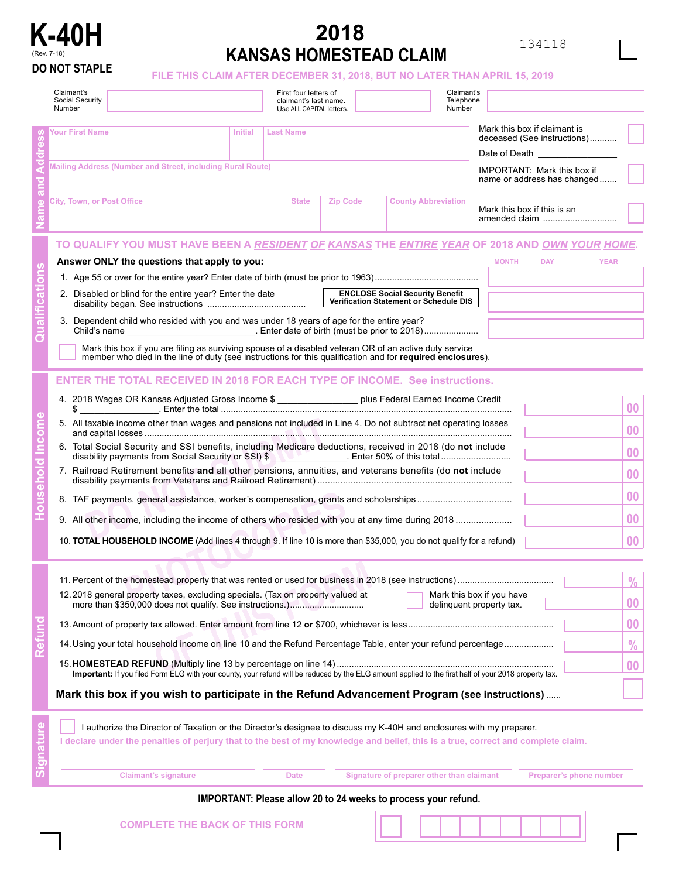# K-40H

(Rev. 7-18)

**DO NOT STAPLE**

# 2018 KANSAS HOMESTEAD CLAIM

134118

FILE THIS CLAIM AFTER DECEMBER 31, 2018, BUT NO LATER THAN APRIL 15, 2019

Claimant's Social Security Number ____________ First four letters of claimant's last name. Use ALL CAPITAL letters. ____________ Claimant's Telephone Number ____________

## Name and Address

| Your First Name | Initial | Last Name |
|---|---|---|
| | | |

Mailing Address (Number and Street, including Rural Route)

| City, Town, or Post Office | State | Zip Code | County Abbreviation |
|---|---|---|---|
| | | | |

Mark this box if claimant is deceased (See instructions) ☐

Date of Death ____________

IMPORTANT: Mark this box if name or address has changed ☐

Mark this box if this is an amended claim ☐

## Qualifications

TO QUALIFY YOU MUST HAVE BEEN A *RESIDENT OF KANSAS* THE *ENTIRE YEAR* OF 2018 AND *OWN YOUR HOME*.

**Answer ONLY the questions that apply to you:** (MONTH / DAY / YEAR)

1. Age 55 or over for the entire year? Enter date of birth (must be prior to 1963) ____________
2. Disabled or blind for the entire year? Enter the date disability began. See instructions ____________ **ENCLOSE Social Security Benefit Verification Statement or Schedule DIS**
3. Dependent child who resided with you and was under 18 years of age for the entire year? Child's name ____________. Enter date of birth (must be prior to 2018) ____________

☐ Mark this box if you are filing as surviving spouse of a disabled veteran OR of an active duty service member who died in the line of duty (see instructions for this qualification and for **required enclosures**).

## Household Income

ENTER THE TOTAL RECEIVED IN 2018 FOR EACH TYPE OF INCOME. See instructions.

4. 2018 Wages OR Kansas Adjusted Gross Income $ ____________ plus Federal Earned Income Credit $ ____________. Enter the total ____________ 00
5. All taxable income other than wages and pensions not included in Line 4. Do not subtract net operating losses and capital losses ____________ 00
6. Total Social Security and SSI benefits, including Medicare deductions, received in 2018 (do **not** include disability payments from Social Security or SSI) $ ____________. Enter 50% of this total ____________ 00
7. Railroad Retirement benefits **and** all other pensions, annuities, and veterans benefits (do **not** include disability payments from Veterans and Railroad Retirement) ____________ 00
8. TAF payments, general assistance, worker's compensation, grants and scholarships ____________ 00
9. All other income, including the income of others who resided with you at any time during 2018 ____________ 00
10. **TOTAL HOUSEHOLD INCOME** (Add lines 4 through 9. If line 10 is more than $35,000, you do not qualify for a refund) ____________ 00

## Refund

11. Percent of the homestead property that was rented or used for business in 2018 (see instructions) ____________ %
12. 2018 general property taxes, excluding specials. (Tax on property valued at more than $350,000 does not qualify. See instructions.) ☐ Mark this box if you have delinquent property tax. ____________ 00
13. Amount of property tax allowed. Enter amount from line 12 **or** $700, whichever is less ____________ 00
14. Using your total household income on line 10 and the Refund Percentage Table, enter your refund percentage ____________ %
15. **HOMESTEAD REFUND** (Multiply line 13 by percentage on line 14) ____________ 00

**Important:** If you filed Form ELG with your county, your refund will be reduced by the ELG amount applied to the first half of your 2018 property tax.

**Mark this box if you wish to participate in the Refund Advancement Program (see instructions)** ☐

## Signature

☐ I authorize the Director of Taxation or the Director's designee to discuss my K-40H and enclosures with my preparer.

I declare under the penalties of perjury that to the best of my knowledge and belief, this is a true, correct and complete claim.

| Claimant's signature | Date | Signature of preparer other than claimant | Preparer's phone number |
|---|---|---|---|
| | | | |

**IMPORTANT: Please allow 20 to 24 weeks to process your refund.**

COMPLETE THE BACK OF THIS FORM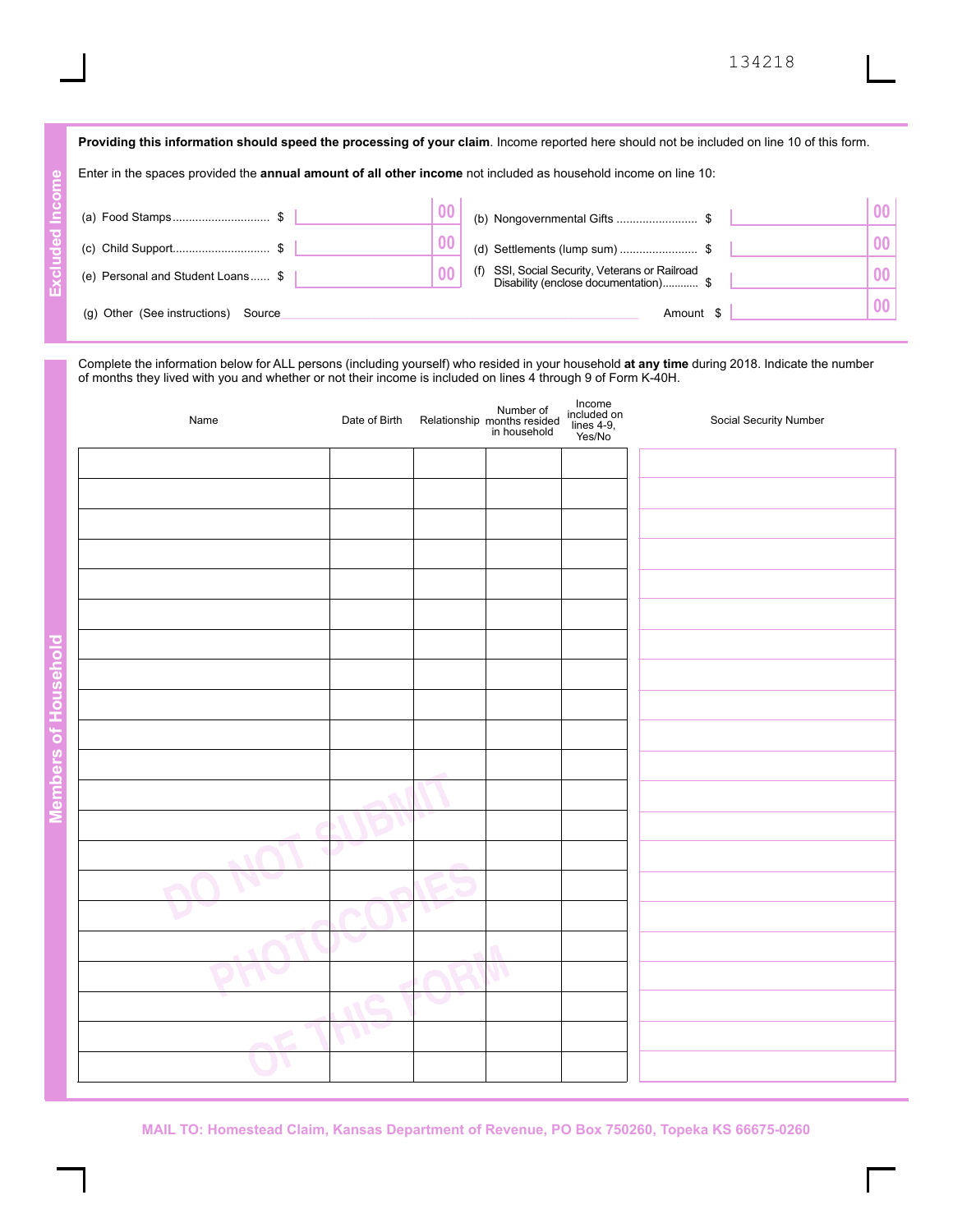134218

## Excluded Income

**Providing this information should speed the processing of your claim**. Income reported here should not be included on line 10 of this form.

Enter in the spaces provided the **annual amount of all other income** not included as household income on line 10:

| | | | |
|---|---|---|---|
| (a) Food Stamps | $ 00 | (b) Nongovernmental Gifts | $ 00 |
| (c) Child Support | $ 00 | (d) Settlements (lump sum) | $ 00 |
| (e) Personal and Student Loans | $ 00 | (f) SSI, Social Security, Veterans or Railroad Disability (enclose documentation) | $ 00 |

(g) Other (See instructions) Source ________ Amount $ 00

## Members of Household

Complete the information below for ALL persons (including yourself) who resided in your household **at any time** during 2018. Indicate the number of months they lived with you and whether or not their income is included on lines 4 through 9 of Form K-40H.

| Name | Date of Birth | Relationship | Number of months resided in household | Income included on lines 4-9, Yes/No | Social Security Number |
|---|---|---|---|---|---|
| | | | | | |
| | | | | | |
| | | | | | |
| | | | | | |
| | | | | | |
| | | | | | |
| | | | | | |
| | | | | | |
| | | | | | |
| | | | | | |
| | | | | | |
| | | | | | |
| | | | | | |
| | | | | | |
| | | | | | |
| | | | | | |
| | | | | | |
| | | | | | |
| | | | | | |
| | | | | | |
| | | | | | |

DO NOT SUBMIT PHOTOCOPIES OF THIS FORM

MAIL TO: Homestead Claim, Kansas Department of Revenue, PO Box 750260, Topeka KS 66675-0260